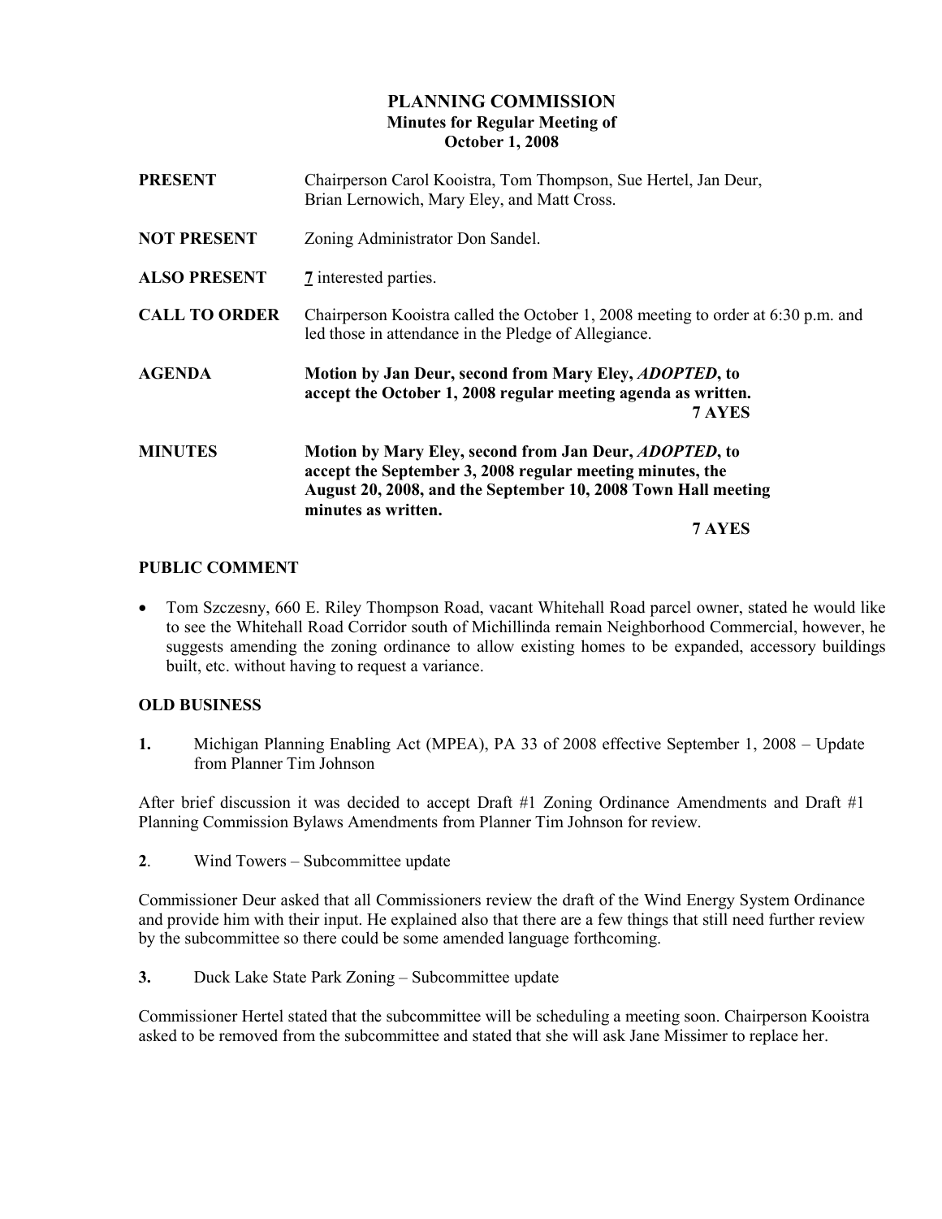# PLANNING COMMISSION
## Minutes for Regular Meeting of
## October 1, 2008

**PRESENT** Chairperson Carol Kooistra, Tom Thompson, Sue Hertel, Jan Deur, Brian Lernowich, Mary Eley, and Matt Cross.

**NOT PRESENT** Zoning Administrator Don Sandel.

**ALSO PRESENT** 7 interested parties.

**CALL TO ORDER** Chairperson Kooistra called the October 1, 2008 meeting to order at 6:30 p.m. and led those in attendance in the Pledge of Allegiance.

**AGENDA** **Motion by Jan Deur, second from Mary Eley, *ADOPTED*, to accept the October 1, 2008 regular meeting agenda as written.**
**7 AYES**

**MINUTES** **Motion by Mary Eley, second from Jan Deur, *ADOPTED*, to accept the September 3, 2008 regular meeting minutes, the August 20, 2008, and the September 10, 2008 Town Hall meeting minutes as written.**
**7 AYES**

## PUBLIC COMMENT

- Tom Szczesny, 660 E. Riley Thompson Road, vacant Whitehall Road parcel owner, stated he would like to see the Whitehall Road Corridor south of Michillinda remain Neighborhood Commercial, however, he suggests amending the zoning ordinance to allow existing homes to be expanded, accessory buildings built, etc. without having to request a variance.

## OLD BUSINESS

**1.** Michigan Planning Enabling Act (MPEA), PA 33 of 2008 effective September 1, 2008 – Update from Planner Tim Johnson

After brief discussion it was decided to accept Draft #1 Zoning Ordinance Amendments and Draft #1 Planning Commission Bylaws Amendments from Planner Tim Johnson for review.

**2**. Wind Towers – Subcommittee update

Commissioner Deur asked that all Commissioners review the draft of the Wind Energy System Ordinance and provide him with their input. He explained also that there are a few things that still need further review by the subcommittee so there could be some amended language forthcoming.

**3.** Duck Lake State Park Zoning – Subcommittee update

Commissioner Hertel stated that the subcommittee will be scheduling a meeting soon. Chairperson Kooistra asked to be removed from the subcommittee and stated that she will ask Jane Missimer to replace her.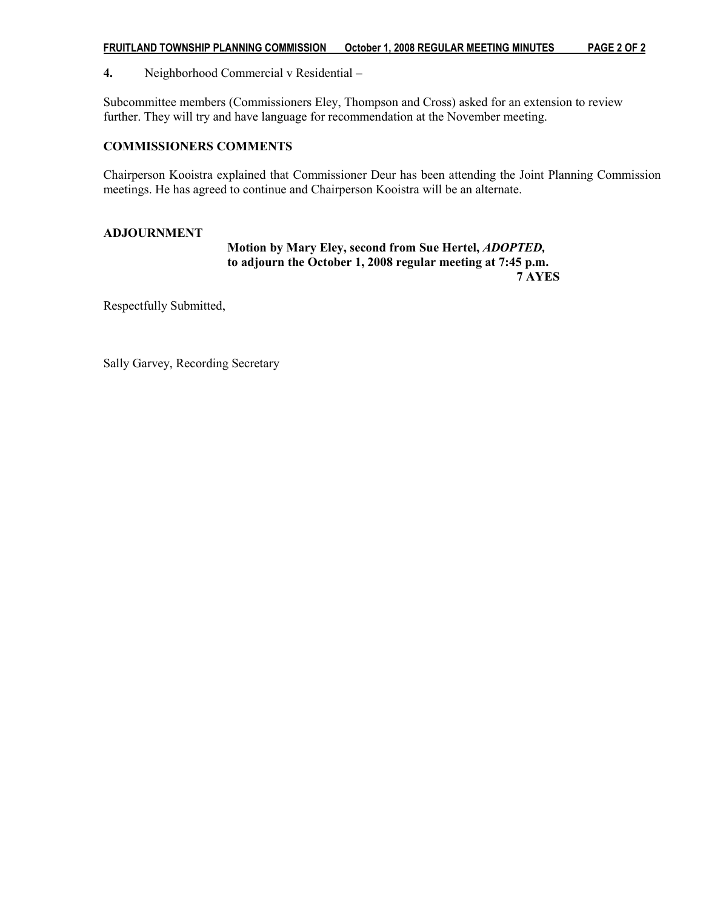**4.** Neighborhood Commercial v Residential –

Subcommittee members (Commissioners Eley, Thompson and Cross) asked for an extension to review further. They will try and have language for recommendation at the November meeting.

**COMMISSIONERS COMMENTS**

Chairperson Kooistra explained that Commissioner Deur has been attending the Joint Planning Commission meetings. He has agreed to continue and Chairperson Kooistra will be an alternate.

**ADJOURNMENT**

**Motion by Mary Eley, second from Sue Hertel, *ADOPTED,* to adjourn the October 1, 2008 regular meeting at 7:45 p.m.**

**7 AYES**

Respectfully Submitted,

Sally Garvey, Recording Secretary